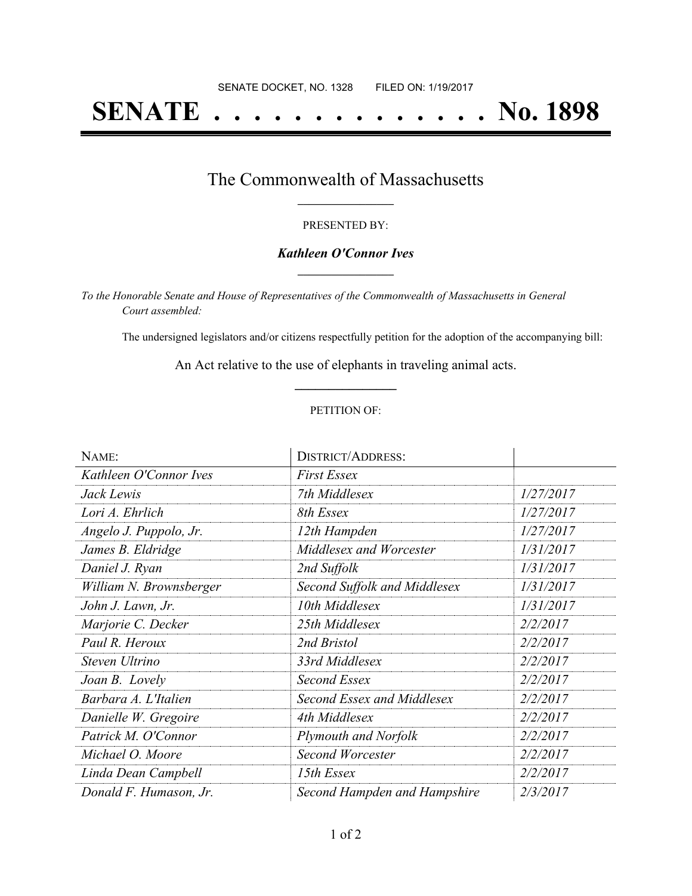SENATE DOCKET, NO. 1328        FILED ON: 1/19/2017

# SENATE . . . . . . . . . . . . . . No. 1898

## The Commonwealth of Massachusetts

PRESENTED BY:

***Kathleen O'Connor Ives***

*To the Honorable Senate and House of Representatives of the Commonwealth of Massachusetts in General Court assembled:*

The undersigned legislators and/or citizens respectfully petition for the adoption of the accompanying bill:

An Act relative to the use of elephants in traveling animal acts.

PETITION OF:

| NAME: | DISTRICT/ADDRESS: | |
|---|---|---|
| *Kathleen O'Connor Ives* | *First Essex* | |
| *Jack Lewis* | *7th Middlesex* | *1/27/2017* |
| *Lori A. Ehrlich* | *8th Essex* | *1/27/2017* |
| *Angelo J. Puppolo, Jr.* | *12th Hampden* | *1/27/2017* |
| *James B. Eldridge* | *Middlesex and Worcester* | *1/31/2017* |
| *Daniel J. Ryan* | *2nd Suffolk* | *1/31/2017* |
| *William N. Brownsberger* | *Second Suffolk and Middlesex* | *1/31/2017* |
| *John J. Lawn, Jr.* | *10th Middlesex* | *1/31/2017* |
| *Marjorie C. Decker* | *25th Middlesex* | *2/2/2017* |
| *Paul R. Heroux* | *2nd Bristol* | *2/2/2017* |
| *Steven Ultrino* | *33rd Middlesex* | *2/2/2017* |
| *Joan B. Lovely* | *Second Essex* | *2/2/2017* |
| *Barbara A. L'Italien* | *Second Essex and Middlesex* | *2/2/2017* |
| *Danielle W. Gregoire* | *4th Middlesex* | *2/2/2017* |
| *Patrick M. O'Connor* | *Plymouth and Norfolk* | *2/2/2017* |
| *Michael O. Moore* | *Second Worcester* | *2/2/2017* |
| *Linda Dean Campbell* | *15th Essex* | *2/2/2017* |
| *Donald F. Humason, Jr.* | *Second Hampden and Hampshire* | *2/3/2017* |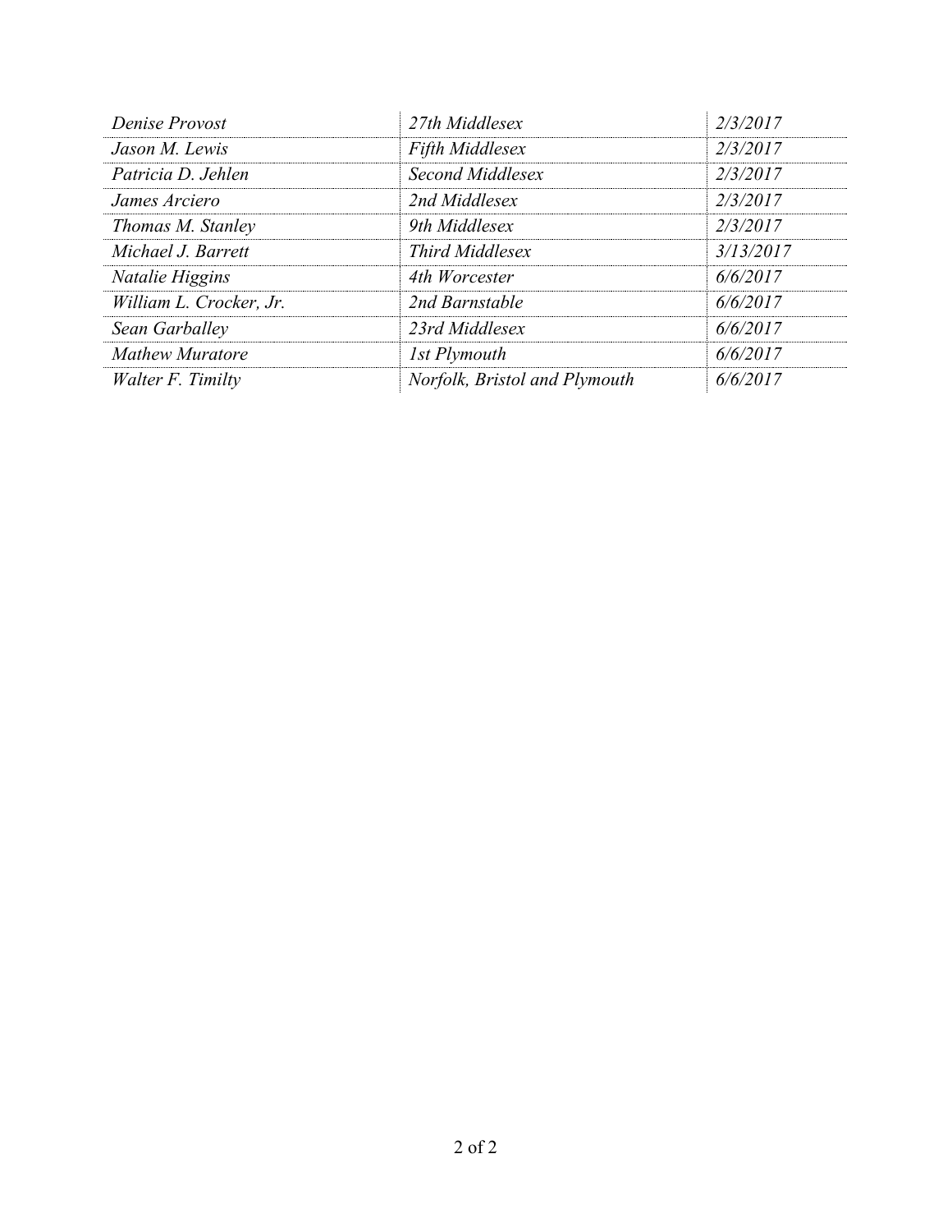| | | |
|---|---|---|
| *Denise Provost* | *27th Middlesex* | *2/3/2017* |
| *Jason M. Lewis* | *Fifth Middlesex* | *2/3/2017* |
| *Patricia D. Jehlen* | *Second Middlesex* | *2/3/2017* |
| *James Arciero* | *2nd Middlesex* | *2/3/2017* |
| *Thomas M. Stanley* | *9th Middlesex* | *2/3/2017* |
| *Michael J. Barrett* | *Third Middlesex* | *3/13/2017* |
| *Natalie Higgins* | *4th Worcester* | *6/6/2017* |
| *William L. Crocker, Jr.* | *2nd Barnstable* | *6/6/2017* |
| *Sean Garballey* | *23rd Middlesex* | *6/6/2017* |
| *Mathew Muratore* | *1st Plymouth* | *6/6/2017* |
| *Walter F. Timilty* | *Norfolk, Bristol and Plymouth* | *6/6/2017* |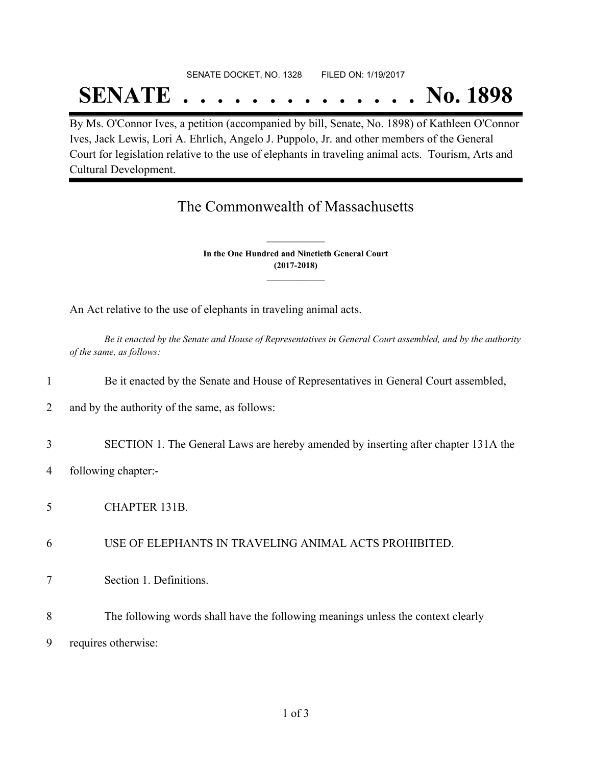SENATE DOCKET, NO. 1328        FILED ON: 1/19/2017

# SENATE . . . . . . . . . . . . . . No. 1898

By Ms. O'Connor Ives, a petition (accompanied by bill, Senate, No. 1898) of Kathleen O'Connor Ives, Jack Lewis, Lori A. Ehrlich, Angelo J. Puppolo, Jr. and other members of the General Court for legislation relative to the use of elephants in traveling animal acts. Tourism, Arts and Cultural Development.

## The Commonwealth of Massachusetts

**In the One Hundred and Ninetieth General Court**
**(2017-2018)**

An Act relative to the use of elephants in traveling animal acts.

*Be it enacted by the Senate and House of Representatives in General Court assembled, and by the authority of the same, as follows:*

1 Be it enacted by the Senate and House of Representatives in General Court assembled,
2 and by the authority of the same, as follows:

3 SECTION 1. The General Laws are hereby amended by inserting after chapter 131A the
4 following chapter:-

5 CHAPTER 131B.

6 USE OF ELEPHANTS IN TRAVELING ANIMAL ACTS PROHIBITED.

7 Section 1. Definitions.

8 The following words shall have the following meanings unless the context clearly
9 requires otherwise: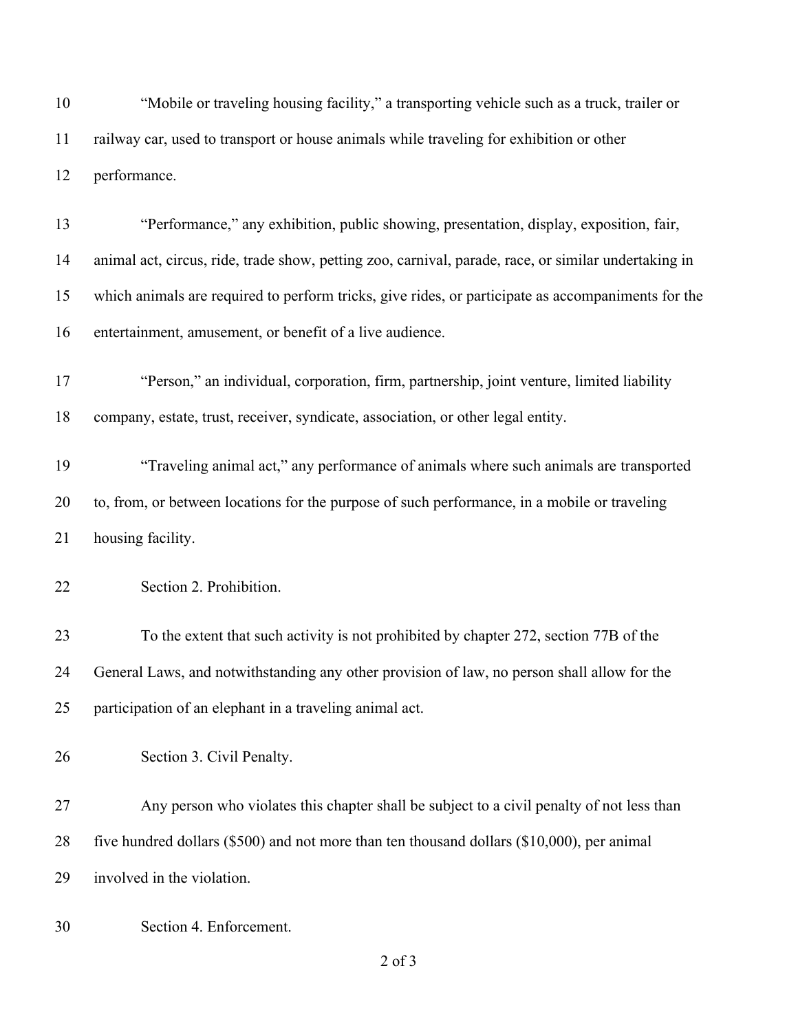"Mobile or traveling housing facility," a transporting vehicle such as a truck, trailer or railway car, used to transport or house animals while traveling for exhibition or other performance.

"Performance," any exhibition, public showing, presentation, display, exposition, fair, animal act, circus, ride, trade show, petting zoo, carnival, parade, race, or similar undertaking in which animals are required to perform tricks, give rides, or participate as accompaniments for the entertainment, amusement, or benefit of a live audience.

"Person," an individual, corporation, firm, partnership, joint venture, limited liability company, estate, trust, receiver, syndicate, association, or other legal entity.

"Traveling animal act," any performance of animals where such animals are transported to, from, or between locations for the purpose of such performance, in a mobile or traveling housing facility.

Section 2. Prohibition.

To the extent that such activity is not prohibited by chapter 272, section 77B of the General Laws, and notwithstanding any other provision of law, no person shall allow for the participation of an elephant in a traveling animal act.

Section 3. Civil Penalty.

Any person who violates this chapter shall be subject to a civil penalty of not less than five hundred dollars ($500) and not more than ten thousand dollars ($10,000), per animal involved in the violation.

Section 4. Enforcement.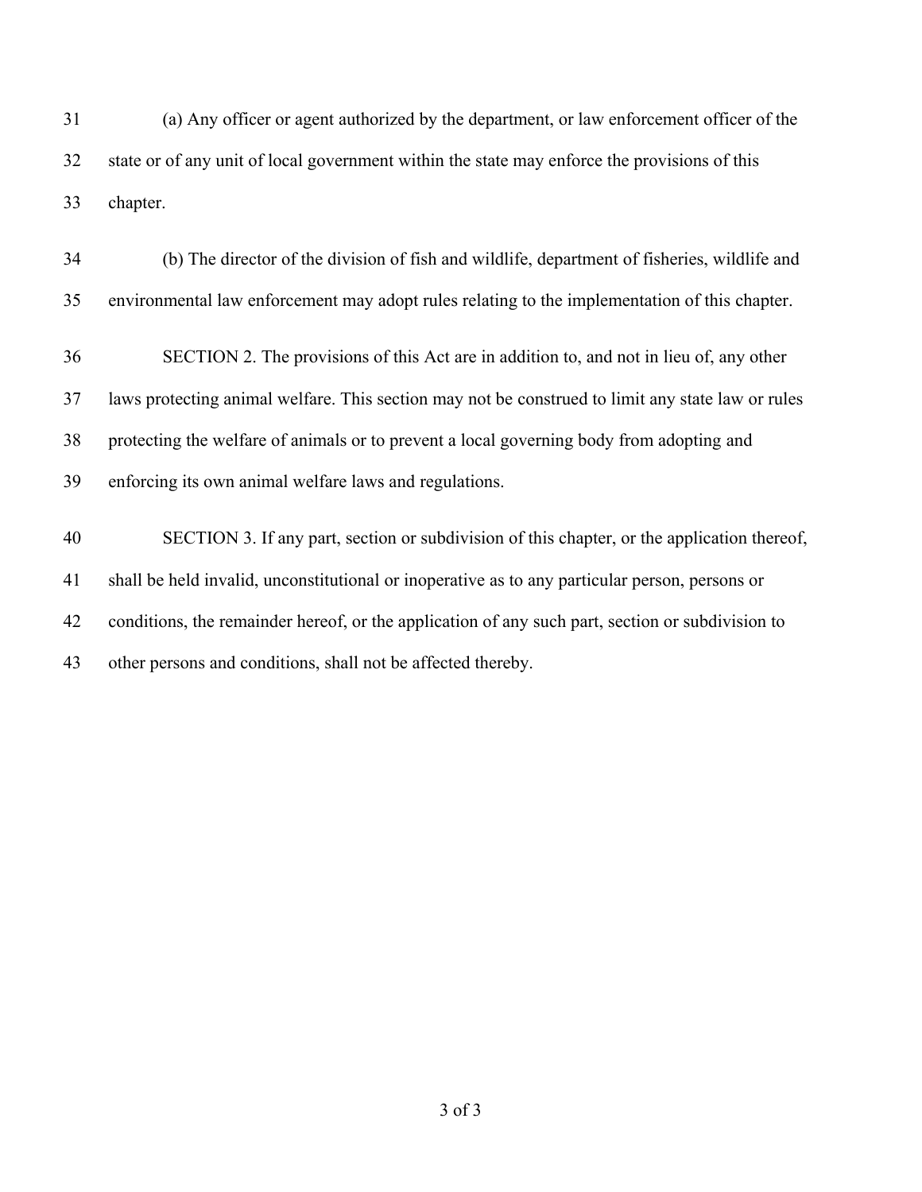(a) Any officer or agent authorized by the department, or law enforcement officer of the state or of any unit of local government within the state may enforce the provisions of this chapter.

(b) The director of the division of fish and wildlife, department of fisheries, wildlife and environmental law enforcement may adopt rules relating to the implementation of this chapter.

SECTION 2. The provisions of this Act are in addition to, and not in lieu of, any other laws protecting animal welfare. This section may not be construed to limit any state law or rules protecting the welfare of animals or to prevent a local governing body from adopting and enforcing its own animal welfare laws and regulations.

SECTION 3. If any part, section or subdivision of this chapter, or the application thereof, shall be held invalid, unconstitutional or inoperative as to any particular person, persons or conditions, the remainder hereof, or the application of any such part, section or subdivision to other persons and conditions, shall not be affected thereby.